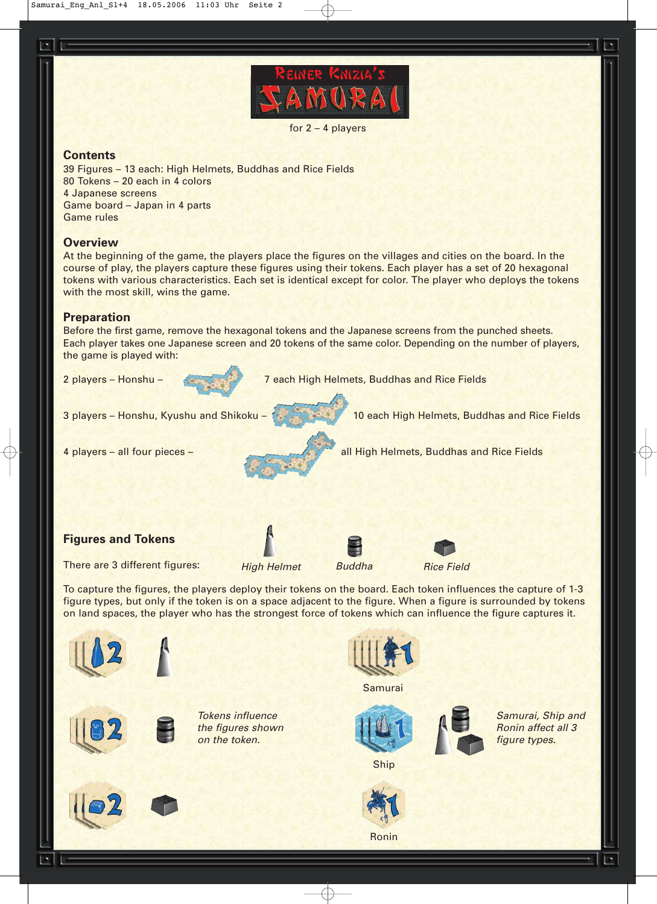# Reiner Knizia's SAMURAI

for 2 – 4 players

## Contents

39 Figures – 13 each: High Helmets, Buddhas and Rice Fields
80 Tokens – 20 each in 4 colors
4 Japanese screens
Game board – Japan in 4 parts
Game rules

## Overview

At the beginning of the game, the players place the figures on the villages and cities on the board. In the course of play, the players capture these figures using their tokens. Each player has a set of 20 hexagonal tokens with various characteristics. Each set is identical except for color. The player who deploys the tokens with the most skill, wins the game.

## Preparation

Before the first game, remove the hexagonal tokens and the Japanese screens from the punched sheets. Each player takes one Japanese screen and 20 tokens of the same color. Depending on the number of players, the game is played with:

2 players – Honshu – 7 each High Helmets, Buddhas and Rice Fields

3 players – Honshu, Kyushu and Shikoku – 10 each High Helmets, Buddhas and Rice Fields

4 players – all four pieces – all High Helmets, Buddhas and Rice Fields

## Figures and Tokens

There are 3 different figures: *High Helmet* *Buddha* *Rice Field*

To capture the figures, the players deploy their tokens on the board. Each token influences the capture of 1-3 figure types, but only if the token is on a space adjacent to the figure. When a figure is surrounded by tokens on land spaces, the player who has the strongest force of tokens which can influence the figure captures it.

*Tokens influence the figures shown on the token.*

Samurai

Ship

Ronin

*Samurai, Ship and Ronin affect all 3 figure types.*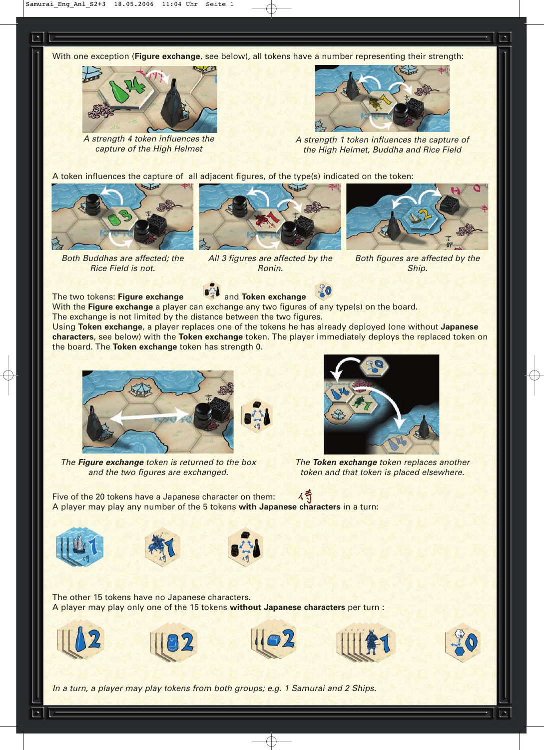With one exception (**Figure exchange**, see below), all tokens have a number representing their strength:

*A strength 4 token influences the capture of the High Helmet*

*A strength 1 token influences the capture of the High Helmet, Buddha and Rice Field*

A token influences the capture of all adjacent figures, of the type(s) indicated on the token:

*Both Buddhas are affected; the Rice Field is not.*

*All 3 figures are affected by the Ronin.*

*Both figures are affected by the Ship.*

The two tokens: **Figure exchange** and **Token exchange**
With the **Figure exchange** a player can exchange any two figures of any type(s) on the board.
The exchange is not limited by the distance between the two figures.
Using **Token exchange**, a player replaces one of the tokens he has already deployed (one without **Japanese characters**, see below) with the **Token exchange** token. The player immediately deploys the replaced token on the board. The **Token exchange** token has strength 0.

*The **Figure exchange** token is returned to the box and the two figures are exchanged.*

*The **Token exchange** token replaces another token and that token is placed elsewhere.*

Five of the 20 tokens have a Japanese character on them: 侍
A player may play any number of the 5 tokens **with Japanese characters** in a turn:

The other 15 tokens have no Japanese characters.
A player may play only one of the 15 tokens **without Japanese characters** per turn :

*In a turn, a player may play tokens from both groups; e.g. 1 Samurai and 2 Ships.*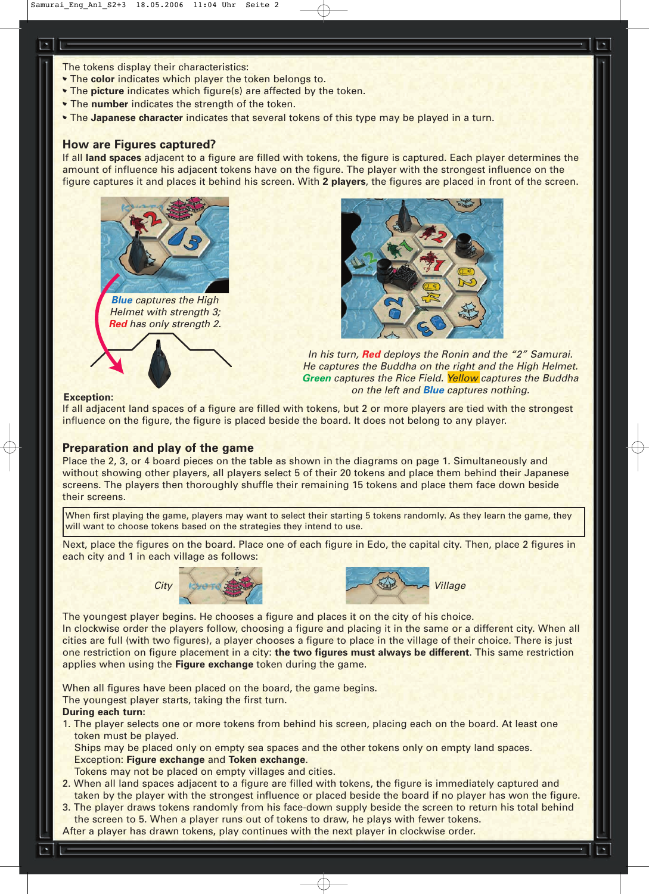The tokens display their characteristics:

- The **color** indicates which player the token belongs to.
- The **picture** indicates which figure(s) are affected by the token.
- The **number** indicates the strength of the token.
- The **Japanese character** indicates that several tokens of this type may be played in a turn.

## How are Figures captured?

If all **land spaces** adjacent to a figure are filled with tokens, the figure is captured. Each player determines the amount of influence his adjacent tokens have on the figure. The player with the strongest influence on the figure captures it and places it behind his screen. With **2 players**, the figures are placed in front of the screen.

*Blue captures the High Helmet with strength 3; Red has only strength 2.*

*In his turn, Red deploys the Ronin and the "2" Samurai. He captures the Buddha on the right and the High Helmet. Green captures the Rice Field. Yellow captures the Buddha on the left and Blue captures nothing.*

**Exception:**
If all adjacent land spaces of a figure are filled with tokens, but 2 or more players are tied with the strongest influence on the figure, the figure is placed beside the board. It does not belong to any player.

## Preparation and play of the game

Place the 2, 3, or 4 board pieces on the table as shown in the diagrams on page 1. Simultaneously and without showing other players, all players select 5 of their 20 tokens and place them behind their Japanese screens. The players then thoroughly shuffle their remaining 15 tokens and place them face down beside their screens.

> When first playing the game, players may want to select their starting 5 tokens randomly. As they learn the game, they will want to choose tokens based on the strategies they intend to use.

Next, place the figures on the board. Place one of each figure in Edo, the capital city. Then, place 2 figures in each city and 1 in each village as follows:

City Village

The youngest player begins. He chooses a figure and places it on the city of his choice.
In clockwise order the players follow, choosing a figure and placing it in the same or a different city. When all cities are full (with two figures), a player chooses a figure to place in the village of their choice. There is just one restriction on figure placement in a city: **the two figures must always be different**. This same restriction applies when using the **Figure exchange** token during the game.

When all figures have been placed on the board, the game begins.
The youngest player starts, taking the first turn.
**During each turn:**

1. The player selects one or more tokens from behind his screen, placing each on the board. At least one token must be played.
   Ships may be placed only on empty sea spaces and the other tokens only on empty land spaces.
   Exception: **Figure exchange** and **Token exchange**.
   Tokens may not be placed on empty villages and cities.
2. When all land spaces adjacent to a figure are filled with tokens, the figure is immediately captured and taken by the player with the strongest influence or placed beside the board if no player has won the figure.
3. The player draws tokens randomly from his face-down supply beside the screen to return his total behind the screen to 5. When a player runs out of tokens to draw, he plays with fewer tokens.

After a player has drawn tokens, play continues with the next player in clockwise order.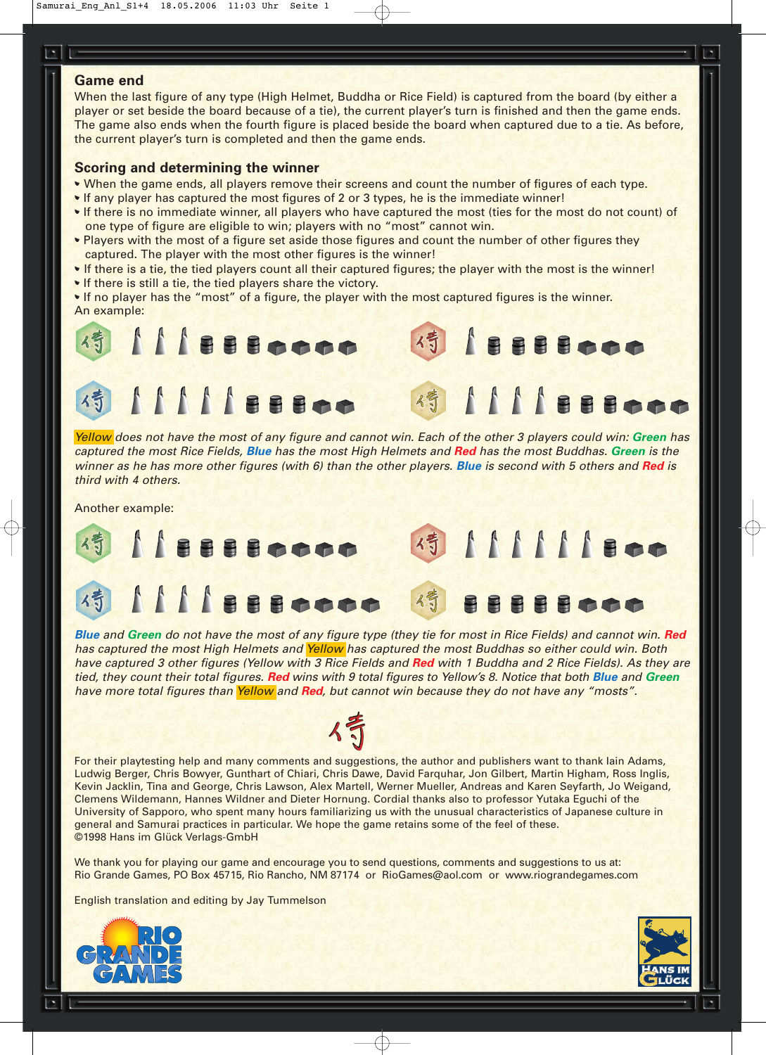## Game end

When the last figure of any type (High Helmet, Buddha or Rice Field) is captured from the board (by either a player or set beside the board because of a tie), the current player's turn is finished and then the game ends. The game also ends when the fourth figure is placed beside the board when captured due to a tie. As before, the current player's turn is completed and then the game ends.

## Scoring and determining the winner

- When the game ends, all players remove their screens and count the number of figures of each type.
- If any player has captured the most figures of 2 or 3 types, he is the immediate winner!
- If there is no immediate winner, all players who have captured the most (ties for the most do not count) of one type of figure are eligible to win; players with no "most" cannot win.
- Players with the most of a figure set aside those figures and count the number of other figures they captured. The player with the most other figures is the winner!
- If there is a tie, the tied players count all their captured figures; the player with the most is the winner!
- If there is still a tie, the tied players share the victory.
- If no player has the "most" of a figure, the player with the most captured figures is the winner.

An example:

*Yellow does not have the most of any figure and cannot win. Each of the other 3 players could win: **Green** has captured the most Rice Fields, **Blue** has the most High Helmets and **Red** has the most Buddhas. **Green** is the winner as he has more other figures (with 6) than the other players. **Blue** is second with 5 others and **Red** is third with 4 others.*

Another example:

***Blue** and **Green** do not have the most of any figure type (they tie for most in Rice Fields) and cannot win. **Red** has captured the most High Helmets and Yellow has captured the most Buddhas so either could win. Both have captured 3 other figures (Yellow with 3 Rice Fields and **Red** with 1 Buddha and 2 Rice Fields). As they are tied, they count their total figures. **Red** wins with 9 total figures to Yellow's 8. Notice that both **Blue** and **Green** have more total figures than Yellow and **Red**, but cannot win because they do not have any "mosts".*

侍

For their playtesting help and many comments and suggestions, the author and publishers want to thank Iain Adams, Ludwig Berger, Chris Bowyer, Gunthart of Chiari, Chris Dawe, David Farquhar, Jon Gilbert, Martin Higham, Ross Inglis, Kevin Jacklin, Tina and George, Chris Lawson, Alex Martell, Werner Mueller, Andreas and Karen Seyfarth, Jo Weigand, Clemens Wildemann, Hannes Wildner and Dieter Hornung. Cordial thanks also to professor Yutaka Eguchi of the University of Sapporo, who spent many hours familiarizing us with the unusual characteristics of Japanese culture in general and Samurai practices in particular. We hope the game retains some of the feel of these.
©1998 Hans im Glück Verlags-GmbH

We thank you for playing our game and encourage you to send questions, comments and suggestions to us at:
Rio Grande Games, PO Box 45715, Rio Rancho, NM 87174 or RioGames@aol.com or www.riograndegames.com

English translation and editing by Jay Tummelson

RIO GRANDE GAMES

HANS IM GLÜCK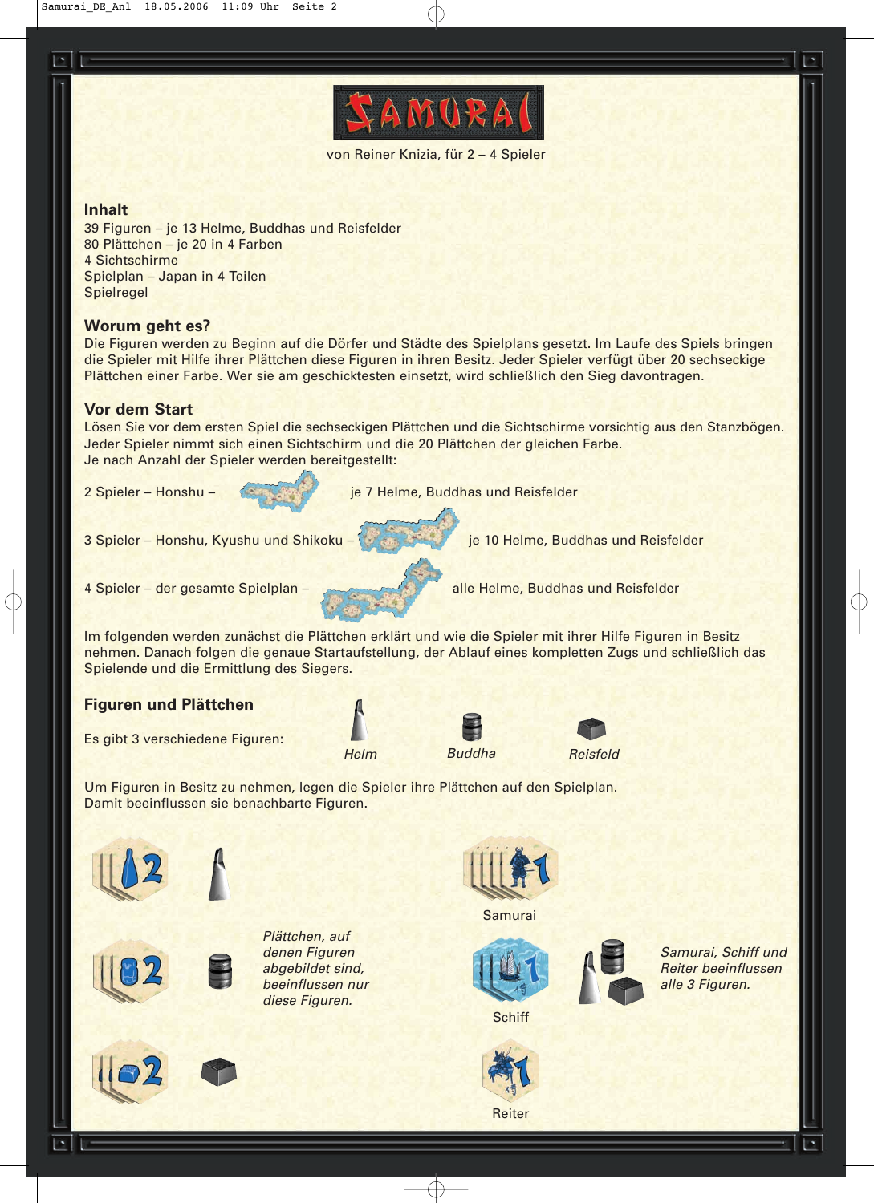# SAMURAI

von Reiner Knizia, für 2 – 4 Spieler

## Inhalt

39 Figuren – je 13 Helme, Buddhas und Reisfelder
80 Plättchen – je 20 in 4 Farben
4 Sichtschirme
Spielplan – Japan in 4 Teilen
Spielregel

## Worum geht es?

Die Figuren werden zu Beginn auf die Dörfer und Städte des Spielplans gesetzt. Im Laufe des Spiels bringen die Spieler mit Hilfe ihrer Plättchen diese Figuren in ihren Besitz. Jeder Spieler verfügt über 20 sechseckige Plättchen einer Farbe. Wer sie am geschicktesten einsetzt, wird schließlich den Sieg davontragen.

## Vor dem Start

Lösen Sie vor dem ersten Spiel die sechseckigen Plättchen und die Sichtschirme vorsichtig aus den Stanzbögen.
Jeder Spieler nimmt sich einen Sichtschirm und die 20 Plättchen der gleichen Farbe.
Je nach Anzahl der Spieler werden bereitgestellt:

2 Spieler – Honshu – je 7 Helme, Buddhas und Reisfelder

3 Spieler – Honshu, Kyushu und Shikoku – je 10 Helme, Buddhas und Reisfelder

4 Spieler – der gesamte Spielplan – alle Helme, Buddhas und Reisfelder

Im folgenden werden zunächst die Plättchen erklärt und wie die Spieler mit ihrer Hilfe Figuren in Besitz nehmen. Danach folgen die genaue Startaufstellung, der Ablauf eines kompletten Zugs und schließlich das Spielende und die Ermittlung des Siegers.

## Figuren und Plättchen

Es gibt 3 verschiedene Figuren: *Helm* *Buddha* *Reisfeld*

Um Figuren in Besitz zu nehmen, legen die Spieler ihre Plättchen auf den Spielplan.
Damit beeinflussen sie benachbarte Figuren.

*Plättchen, auf denen Figuren abgebildet sind, beeinflussen nur diese Figuren.*

Samurai

Schiff

Reiter

*Samurai, Schiff und Reiter beeinflussen alle 3 Figuren.*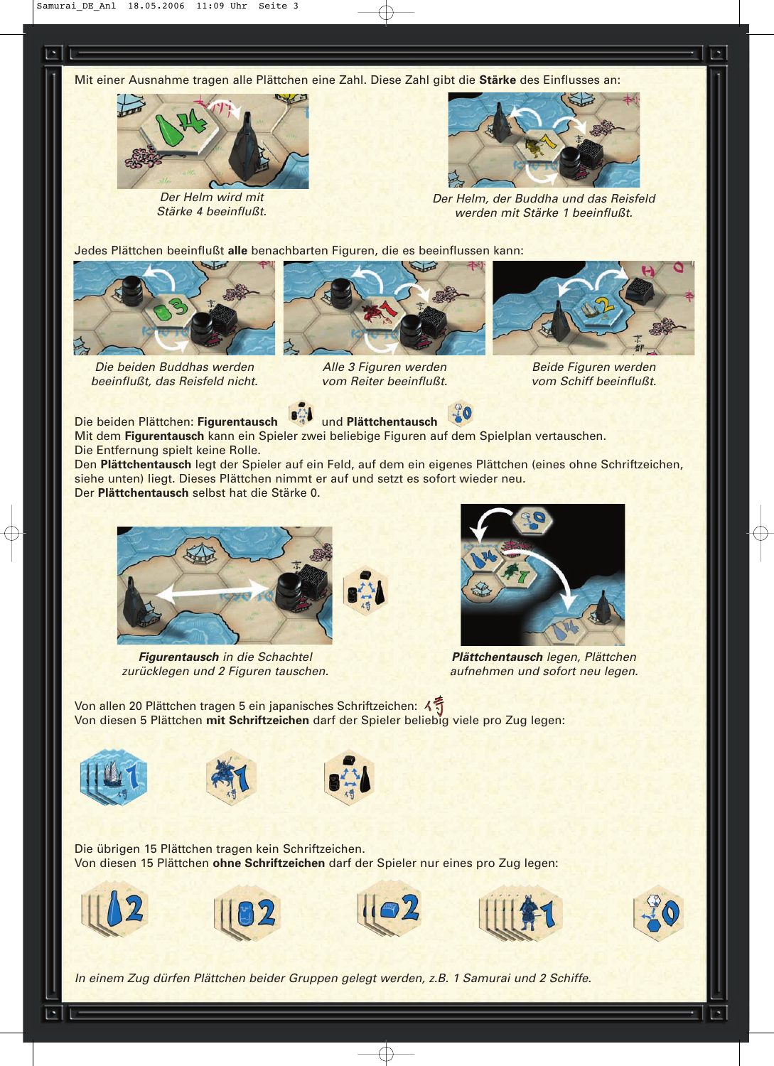Mit einer Ausnahme tragen alle Plättchen eine Zahl. Diese Zahl gibt die **Stärke** des Einflusses an:

*Der Helm wird mit Stärke 4 beeinflußt.*

*Der Helm, der Buddha und das Reisfeld werden mit Stärke 1 beeinflußt.*

Jedes Plättchen beeinflußt **alle** benachbarten Figuren, die es beeinflussen kann:

*Die beiden Buddhas werden beeinflußt, das Reisfeld nicht.*

*Alle 3 Figuren werden vom Reiter beeinflußt.*

*Beide Figuren werden vom Schiff beeinflußt.*

Die beiden Plättchen: **Figurentausch** und **Plättchentausch**
Mit dem **Figurentausch** kann ein Spieler zwei beliebige Figuren auf dem Spielplan vertauschen.
Die Entfernung spielt keine Rolle.
Den **Plättchentausch** legt der Spieler auf ein Feld, auf dem ein eigenes Plättchen (eines ohne Schriftzeichen, siehe unten) liegt. Dieses Plättchen nimmt er auf und setzt es sofort wieder neu.
Der **Plättchentausch** selbst hat die Stärke 0.

***Figurentausch** in die Schachtel zurücklegen und 2 Figuren tauschen.*

***Plättchentausch** legen, Plättchen aufnehmen und sofort neu legen.*

Von allen 20 Plättchen tragen 5 ein japanisches Schriftzeichen: 侍
Von diesen 5 Plättchen **mit Schriftzeichen** darf der Spieler beliebig viele pro Zug legen:

Die übrigen 15 Plättchen tragen kein Schriftzeichen.
Von diesen 15 Plättchen **ohne Schriftzeichen** darf der Spieler nur eines pro Zug legen:

*In einem Zug dürfen Plättchen beider Gruppen gelegt werden, z.B. 1 Samurai und 2 Schiffe.*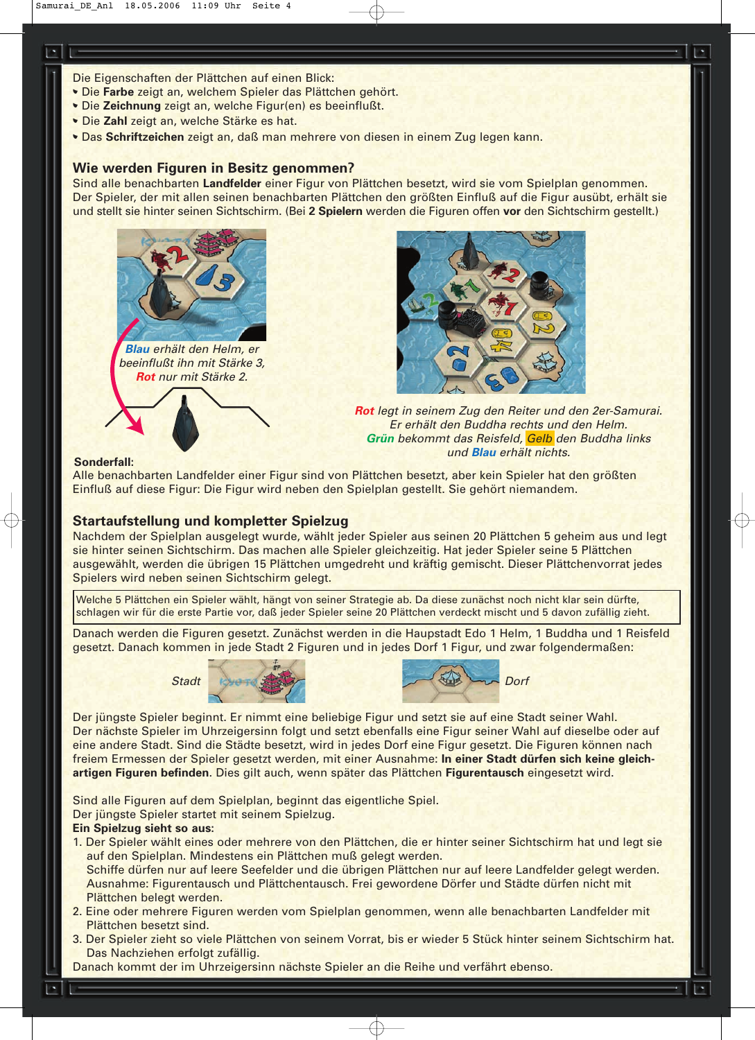Die Eigenschaften der Plättchen auf einen Blick:

- Die **Farbe** zeigt an, welchem Spieler das Plättchen gehört.
- Die **Zeichnung** zeigt an, welche Figur(en) es beeinflußt.
- Die **Zahl** zeigt an, welche Stärke es hat.
- Das **Schriftzeichen** zeigt an, daß man mehrere von diesen in einem Zug legen kann.

## Wie werden Figuren in Besitz genommen?

Sind alle benachbarten **Landfelder** einer Figur von Plättchen besetzt, wird sie vom Spielplan genommen. Der Spieler, der mit allen seinen benachbarten Plättchen den größten Einfluß auf die Figur ausübt, erhält sie und stellt sie hinter seinen Sichtschirm. (Bei **2 Spielern** werden die Figuren offen **vor** den Sichtschirm gestellt.)

*Blau erhält den Helm, er beeinflußt ihn mit Stärke 3, Rot nur mit Stärke 2.*

*Rot legt in seinem Zug den Reiter und den 2er-Samurai. Er erhält den Buddha rechts und den Helm. Grün bekommt das Reisfeld, Gelb den Buddha links und Blau erhält nichts.*

**Sonderfall**:
Alle benachbarten Landfelder einer Figur sind von Plättchen besetzt, aber kein Spieler hat den größten Einfluß auf diese Figur: Die Figur wird neben den Spielplan gestellt. Sie gehört niemandem.

## Startaufstellung und kompletter Spielzug

Nachdem der Spielplan ausgelegt wurde, wählt jeder Spieler aus seinen 20 Plättchen 5 geheim aus und legt sie hinter seinen Sichtschirm. Das machen alle Spieler gleichzeitig. Hat jeder Spieler seine 5 Plättchen ausgewählt, werden die übrigen 15 Plättchen umgedreht und kräftig gemischt. Dieser Plättchenvorrat jedes Spielers wird neben seinen Sichtschirm gelegt.

> Welche 5 Plättchen ein Spieler wählt, hängt von seiner Strategie ab. Da diese zunächst noch nicht klar sein dürfte, schlagen wir für die erste Partie vor, daß jeder Spieler seine 20 Plättchen verdeckt mischt und 5 davon zufällig zieht.

Danach werden die Figuren gesetzt. Zunächst werden in die Hauptstadt Edo 1 Helm, 1 Buddha und 1 Reisfeld gesetzt. Danach kommen in jede Stadt 2 Figuren und in jedes Dorf 1 Figur, und zwar folgendermaßen:

*Stadt* *Dorf*

Der jüngste Spieler beginnt. Er nimmt eine beliebige Figur und setzt sie auf eine Stadt seiner Wahl. Der nächste Spieler im Uhrzeigersinn folgt und setzt ebenfalls eine Figur seiner Wahl auf dieselbe oder auf eine andere Stadt. Sind die Städte besetzt, wird in jedes Dorf eine Figur gesetzt. Die Figuren können nach freiem Ermessen der Spieler gesetzt werden, mit einer Ausnahme: **In einer Stadt dürfen sich keine gleichartigen Figuren befinden**. Dies gilt auch, wenn später das Plättchen **Figurentausch** eingesetzt wird.

Sind alle Figuren auf dem Spielplan, beginnt das eigentliche Spiel.
Der jüngste Spieler startet mit seinem Spielzug.
**Ein Spielzug sieht so aus:**

1. Der Spieler wählt eines oder mehrere von den Plättchen, die er hinter seiner Sichtschirm hat und legt sie auf den Spielplan. Mindestens ein Plättchen muß gelegt werden.
   Schiffe dürfen nur auf leere Seefelder und die übrigen Plättchen nur auf leere Landfelder gelegt werden. Ausnahme: Figurentausch und Plättchentausch. Frei gewordene Dörfer und Städte dürfen nicht mit Plättchen belegt werden.
2. Eine oder mehrere Figuren werden vom Spielplan genommen, wenn alle benachbarten Landfelder mit Plättchen besetzt sind.
3. Der Spieler zieht so viele Plättchen von seinem Vorrat, bis er wieder 5 Stück hinter seinem Sichtschirm hat. Das Nachziehen erfolgt zufällig.

Danach kommt der im Uhrzeigersinn nächste Spieler an die Reihe und verfährt ebenso.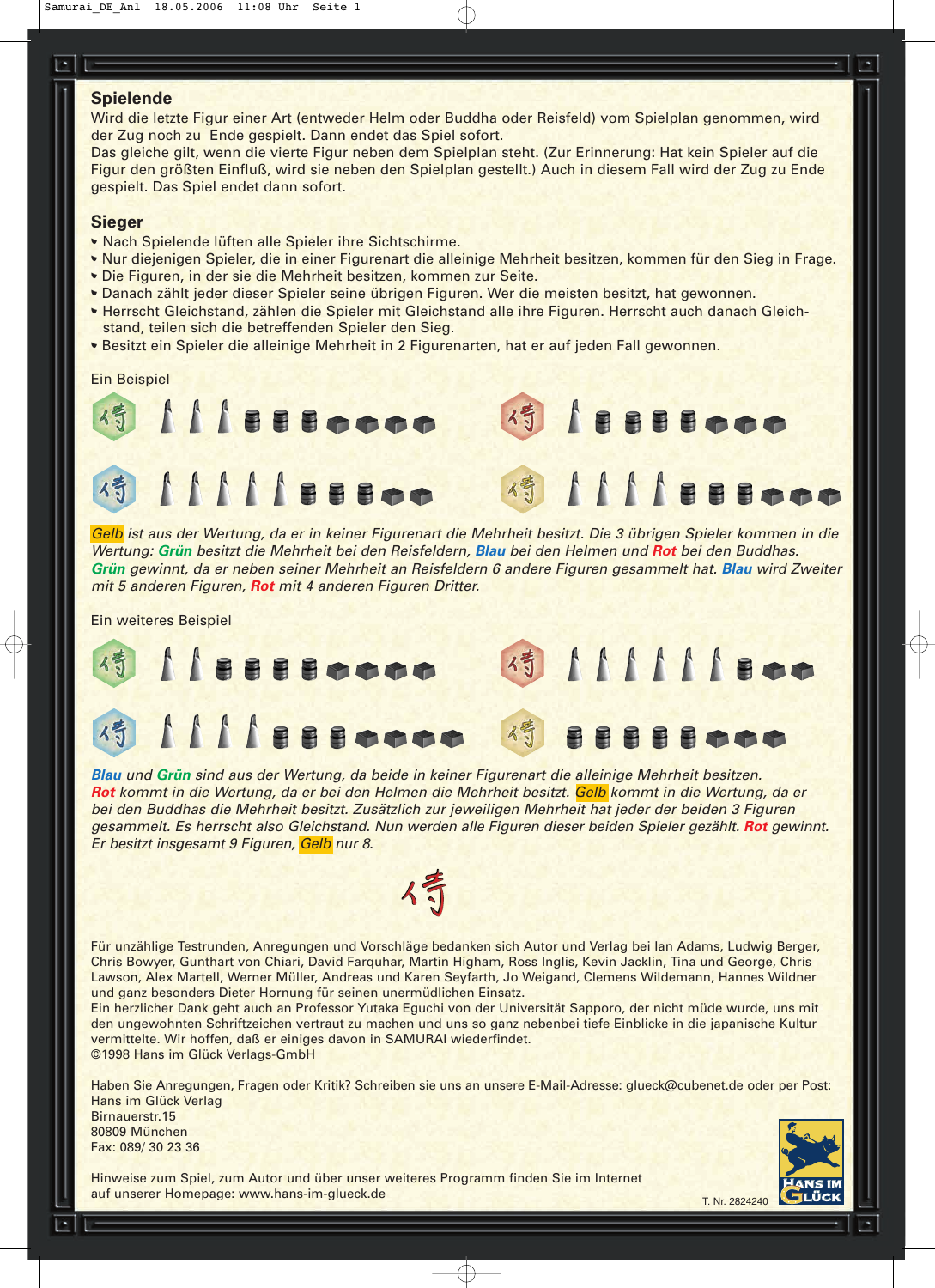## Spielende

Wird die letzte Figur einer Art (entweder Helm oder Buddha oder Reisfeld) vom Spielplan genommen, wird der Zug noch zu Ende gespielt. Dann endet das Spiel sofort.
Das gleiche gilt, wenn die vierte Figur neben dem Spielplan steht. (Zur Erinnerung: Hat kein Spieler auf die Figur den größten Einfluß, wird sie neben den Spielplan gestellt.) Auch in diesem Fall wird der Zug zu Ende gespielt. Das Spiel endet dann sofort.

## Sieger

- Nach Spielende lüften alle Spieler ihre Sichtschirme.
- Nur diejenigen Spieler, die in einer Figurenart die alleinige Mehrheit besitzen, kommen für den Sieg in Frage.
- Die Figuren, in der sie die Mehrheit besitzen, kommen zur Seite.
- Danach zählt jeder dieser Spieler seine übrigen Figuren. Wer die meisten besitzt, hat gewonnen.
- Herrscht Gleichstand, zählen die Spieler mit Gleichstand alle ihre Figuren. Herrscht auch danach Gleichstand, teilen sich die betreffenden Spieler den Sieg.
- Besitzt ein Spieler die alleinige Mehrheit in 2 Figurenarten, hat er auf jeden Fall gewonnen.

Ein Beispiel

*Gelb ist aus der Wertung, da er in keiner Figurenart die Mehrheit besitzt. Die 3 übrigen Spieler kommen in die Wertung: **Grün** besitzt die Mehrheit bei den Reisfeldern, **Blau** bei den Helmen und **Rot** bei den Buddhas. **Grün** gewinnt, da er neben seiner Mehrheit an Reisfeldern 6 andere Figuren gesammelt hat. **Blau** wird Zweiter mit 5 anderen Figuren, **Rot** mit 4 anderen Figuren Dritter.*

Ein weiteres Beispiel

***Blau** und **Grün** sind aus der Wertung, da beide in keiner Figurenart die alleinige Mehrheit besitzen. **Rot** kommt in die Wertung, da er bei den Helmen die Mehrheit besitzt. Gelb kommt in die Wertung, da er bei den Buddhas die Mehrheit besitzt. Zusätzlich zur jeweiligen Mehrheit hat jeder der beiden 3 Figuren gesammelt. Es herrscht also Gleichstand. Nun werden alle Figuren dieser beiden Spieler gezählt. **Rot** gewinnt. Er besitzt insgesamt 9 Figuren, Gelb nur 8.*

侍

Für unzählige Testrunden, Anregungen und Vorschläge bedanken sich Autor und Verlag bei Ian Adams, Ludwig Berger, Chris Bowyer, Gunthart von Chiari, David Farquhar, Martin Higham, Ross Inglis, Kevin Jacklin, Tina und George, Chris Lawson, Alex Martell, Werner Müller, Andreas und Karen Seyfarth, Jo Weigand, Clemens Wildemann, Hannes Wildner und ganz besonders Dieter Hornung für seinen unermüdlichen Einsatz.
Ein herzlicher Dank geht auch an Professor Yutaka Eguchi von der Universität Sapporo, der nicht müde wurde, uns mit den ungewohnten Schriftzeichen vertraut zu machen und uns so ganz nebenbei tiefe Einblicke in die japanische Kultur vermittelte. Wir hoffen, daß er einiges davon in SAMURAI wiederfindet.
©1998 Hans im Glück Verlags-GmbH

Haben Sie Anregungen, Fragen oder Kritik? Schreiben sie uns an unsere E-Mail-Adresse: glueck@cubenet.de oder per Post:
Hans im Glück Verlag
Birnauerstr.15
80809 München
Fax: 089/ 30 23 36

Hinweise zum Spiel, zum Autor und über unser weiteres Programm finden Sie im Internet auf unserer Homepage: www.hans-im-glueck.de

T. Nr. 2824240